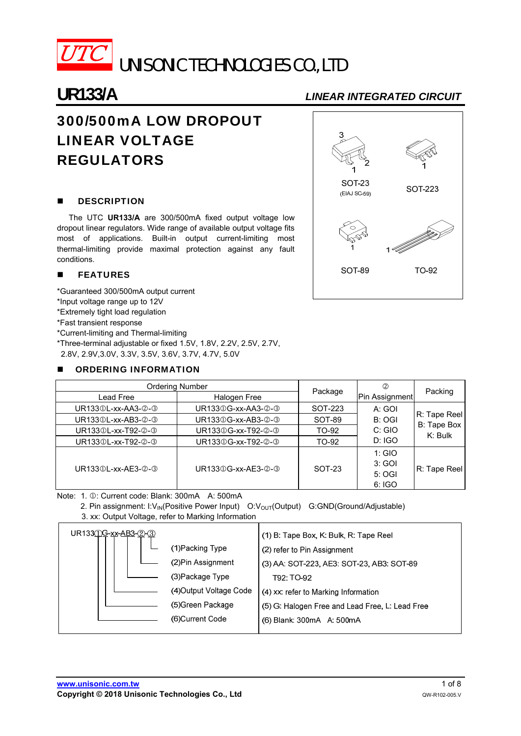# UTC UNISONIC TECHNOLOGIES CO., LTD

**UR133/A** *LINEAR INTEGRATED CIRCUIT*

## 300/500mA LOW DROPOUT LINEAR VOLTAGE REGULATORS

SOT-23 (EIAJ SC-59)

SOT-223

SOT-89

TO-92

### ■ DESCRIPTION

The UTC **UR133/A** are 300/500mA fixed output voltage low dropout linear regulators. Wide range of available output voltage fits most of applications. Built-in output current-limiting most thermal-limiting provide maximal protection against any fault conditions.

### ■ FEATURES

*Guaranteed 300/500mA output current
*Input voltage range up to 12V
*Extremely tight load regulation
*Fast transient response
*Current-limiting and Thermal-limiting
*Three-terminal adjustable or fixed 1.5V, 1.8V, 2.2V, 2.5V, 2.7V, 2.8V, 2.9V,3.0V, 3.3V, 3.5V, 3.6V, 3.7V, 4.7V, 5.0V

### ■ ORDERING INFORMATION

| Ordering Number | | Package | ② Pin Assignment | Packing |
|---|---|---|---|---|
| Lead Free | Halogen Free | | | |
| UR133①L-xx-AA3-②-③ | UR133①G-xx-AA3-②-③ | SOT-223 | A: GOI<br>B: OGI<br>C: GIO<br>D: IGO | R: Tape Reel<br>B: Tape Box<br>K: Bulk |
| UR133①L-xx-AB3-②-③ | UR133①G-xx-AB3-②-③ | SOT-89 | | |
| UR133①L-xx-T92-②-③ | UR133①G-xx-T92-②-③ | TO-92 | | |
| UR133①L-xx-T92-②-③ | UR133①G-xx-T92-②-③ | TO-92 | | |
| UR133①L-xx-AE3-②-③ | UR133①G-xx-AE3-②-③ | SOT-23 | 1: GIO<br>3: GOI<br>5: OGI<br>6: IGO | R: Tape Reel |

Note: 1. ①: Current code: Blank: 300mA A: 500mA
2. Pin assignment: I:$V_{IN}$(Positive Power Input) O:$V_{OUT}$(Output) G:GND(Ground/Adjustable)
3. xx: Output Voltage, refer to Marking Information

| UR133①G-xx-AB3-②-③ | |
|---|---|
| (1)Packing Type | (1) B: Tape Box, K: Bulk, R: Tape Reel |
| (2)Pin Assignment | (2) refer to Pin Assignment |
| (3)Package Type | (3) AA: SOT-223, AE3: SOT-23, AB3: SOT-89<br>T92: TO-92 |
| (4)Output Voltage Code | (4) xx: refer to Marking Information |
| (5)Green Package | (5) G: Halogen Free and Lead Free, L: Lead Free |
| (6)Current Code | (6) Blank: 300mA A: 500mA |

www.unisonic.com.tw
Copyright © 2018 Unisonic Technologies Co., Ltd

QW-R102-005.V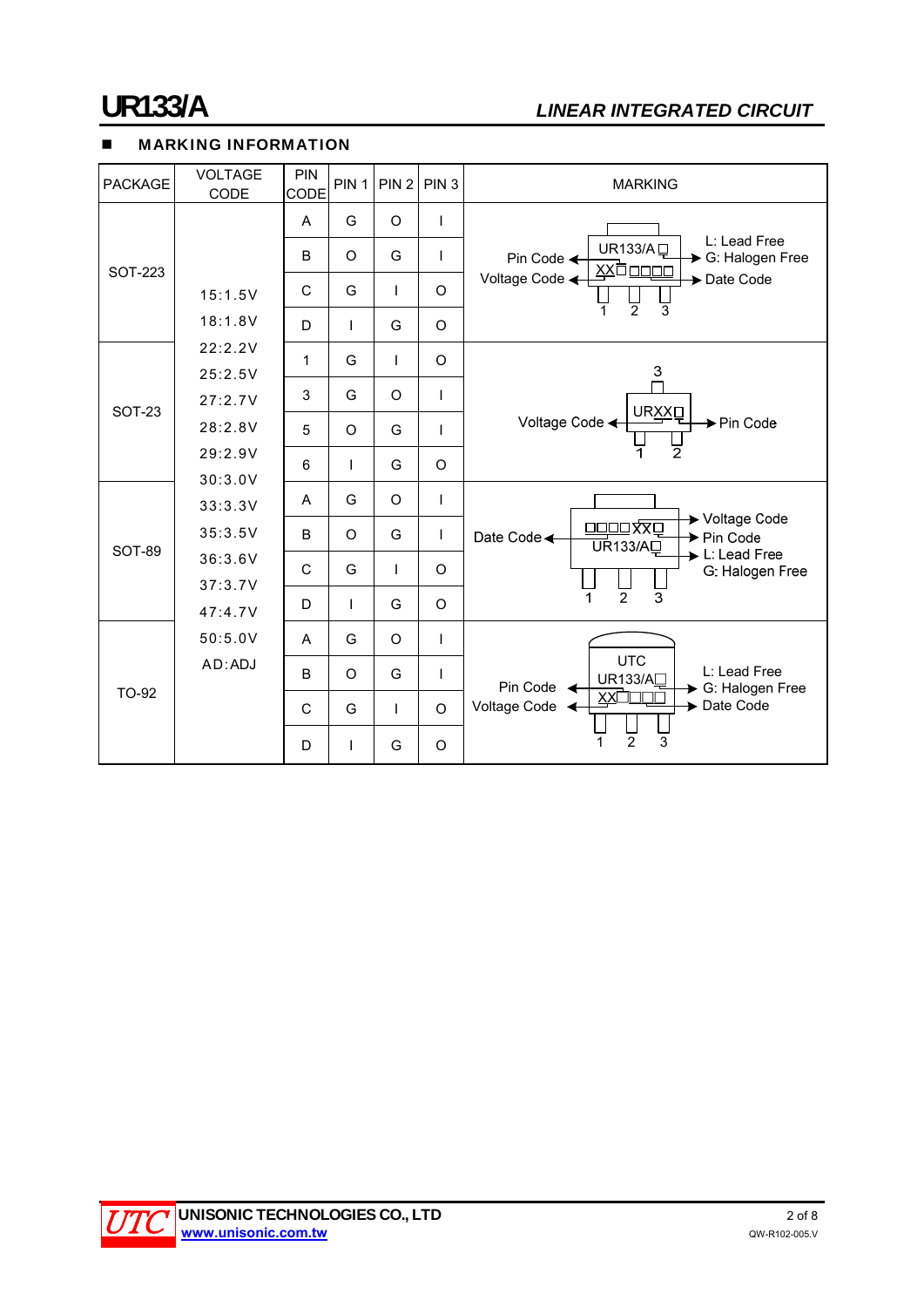## MARKING INFORMATION

| PACKAGE | VOLTAGE CODE | PIN CODE | PIN 1 | PIN 2 | PIN 3 | MARKING |
|---|---|---|---|---|---|---|
| SOT-223 | 15:1.5V<br>18:1.8V<br>22:2.2V<br>25:2.5V<br>27:2.7V<br>28:2.8V<br>29:2.9V<br>30:3.0V<br>33:3.3V<br>35:3.5V<br>36:3.6V<br>37:3.7V<br>47:4.7V<br>50:5.0V<br>AD:ADJ | A | G | O | I | Pin Code ← UR133/A□ → L: Lead Free, G: Halogen Free; Voltage Code ← XX□ □□□□ → Date Code; pins 1 2 3 |
| | | B | O | G | I | |
| | | C | G | I | O | |
| | | D | I | G | O | |
| SOT-23 | | 1 | G | I | O | Voltage Code ← URXX□ → Pin Code; pins 1 2 (top) 3 |
| | | 3 | G | O | I | |
| | | 5 | O | G | I | |
| | | 6 | I | G | O | |
| SOT-89 | | A | G | O | I | Date Code ← □□□□XX□ → Voltage Code, Pin Code; UR133/A□ → L: Lead Free, G: Halogen Free; pins 1 2 3 |
| | | B | O | G | I | |
| | | C | G | I | O | |
| | | D | I | G | O | |
| TO-92 | | A | G | O | I | UTC; Pin Code ← UR133/A□ → L: Lead Free, G: Halogen Free; Voltage Code ← XX□□□□ → Date Code; pins 1 2 3 |
| | | B | O | G | I | |
| | | C | G | I | O | |
| | | D | I | G | O | |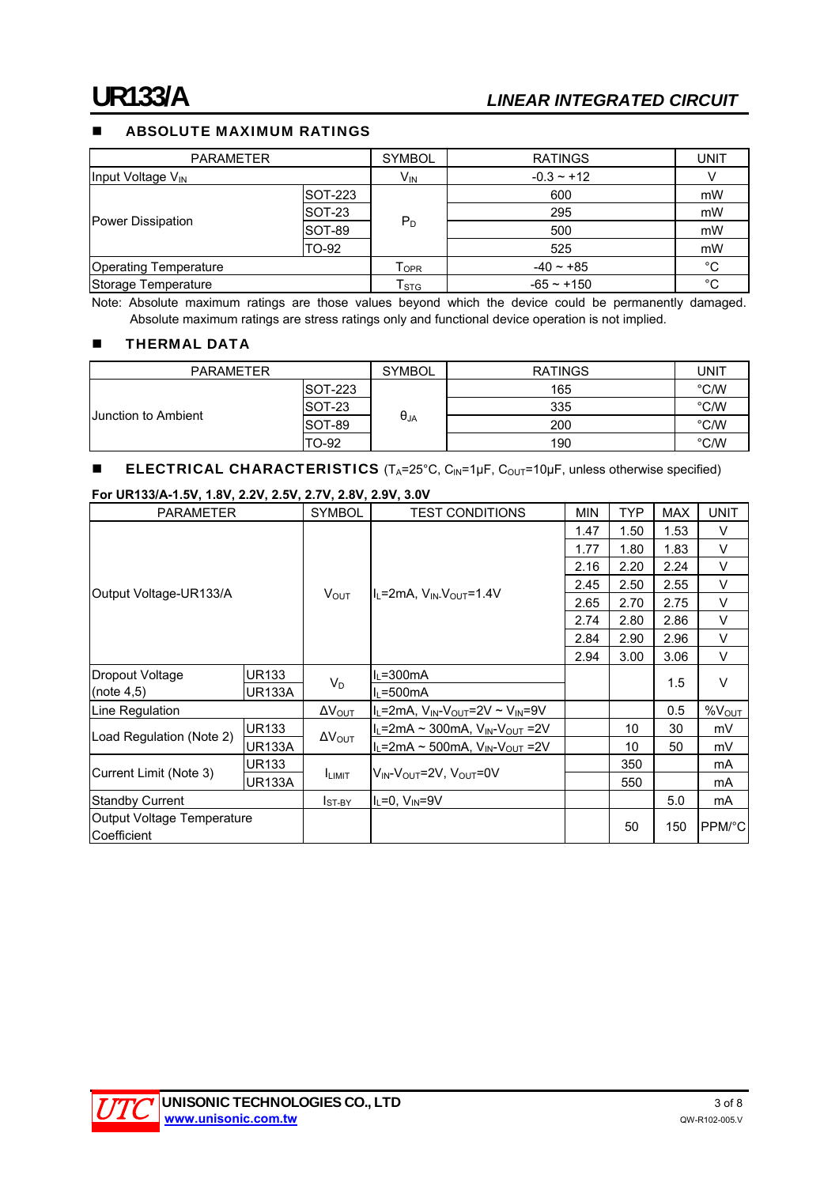## ■ ABSOLUTE MAXIMUM RATINGS

| PARAMETER | | SYMBOL | RATINGS | UNIT |
|---|---|---|---|---|
| Input Voltage $V_{IN}$ | | $V_{IN}$ | -0.3 ~ +12 | V |
| Power Dissipation | SOT-223 | $P_D$ | 600 | mW |
| | SOT-23 | | 295 | mW |
| | SOT-89 | | 500 | mW |
| | TO-92 | | 525 | mW |
| Operating Temperature | | $T_{OPR}$ | -40 ~ +85 | °C |
| Storage Temperature | | $T_{STG}$ | -65 ~ +150 | °C |

Note: Absolute maximum ratings are those values beyond which the device could be permanently damaged. Absolute maximum ratings are stress ratings only and functional device operation is not implied.

## ■ THERMAL DATA

| PARAMETER | | SYMBOL | RATINGS | UNIT |
|---|---|---|---|---|
| Junction to Ambient | SOT-223 | $\theta_{JA}$ | 165 | °C/W |
| | SOT-23 | | 335 | °C/W |
| | SOT-89 | | 200 | °C/W |
| | TO-92 | | 190 | °C/W |

## ■ ELECTRICAL CHARACTERISTICS ($T_A$=25°C, $C_{IN}$=1μF, $C_{OUT}$=10μF, unless otherwise specified)

**For UR133/A-1.5V, 1.8V, 2.2V, 2.5V, 2.7V, 2.8V, 2.9V, 3.0V**

| PARAMETER | | SYMBOL | TEST CONDITIONS | MIN | TYP | MAX | UNIT |
|---|---|---|---|---|---|---|---|
| Output Voltage-UR133/A | | $V_{OUT}$ | $I_L$=2mA, $V_{IN}$-$V_{OUT}$=1.4V | 1.47 | 1.50 | 1.53 | V |
| | | | | 1.77 | 1.80 | 1.83 | V |
| | | | | 2.16 | 2.20 | 2.24 | V |
| | | | | 2.45 | 2.50 | 2.55 | V |
| | | | | 2.65 | 2.70 | 2.75 | V |
| | | | | 2.74 | 2.80 | 2.86 | V |
| | | | | 2.84 | 2.90 | 2.96 | V |
| | | | | 2.94 | 3.00 | 3.06 | V |
| Dropout Voltage (note 4,5) | UR133 | $V_D$ | $I_L$=300mA | | | 1.5 | V |
| | UR133A | | $I_L$=500mA | | | | |
| Line Regulation | | $\Delta V_{OUT}$ | $I_L$=2mA, $V_{IN}$-$V_{OUT}$=2V ~ $V_{IN}$=9V | | | 0.5 | %$V_{OUT}$ |
| Load Regulation (Note 2) | UR133 | $\Delta V_{OUT}$ | $I_L$=2mA ~ 300mA, $V_{IN}$-$V_{OUT}$ =2V | | 10 | 30 | mV |
| | UR133A | | $I_L$=2mA ~ 500mA, $V_{IN}$-$V_{OUT}$ =2V | | 10 | 50 | mV |
| Current Limit (Note 3) | UR133 | $I_{LIMIT}$ | $V_{IN}$-$V_{OUT}$=2V, $V_{OUT}$=0V | | 350 | | mA |
| | UR133A | | | | 550 | | mA |
| Standby Current | | $I_{ST-BY}$ | $I_L$=0, $V_{IN}$=9V | | | 5.0 | mA |
| Output Voltage Temperature Coefficient | | | | | 50 | 150 | PPM/°C |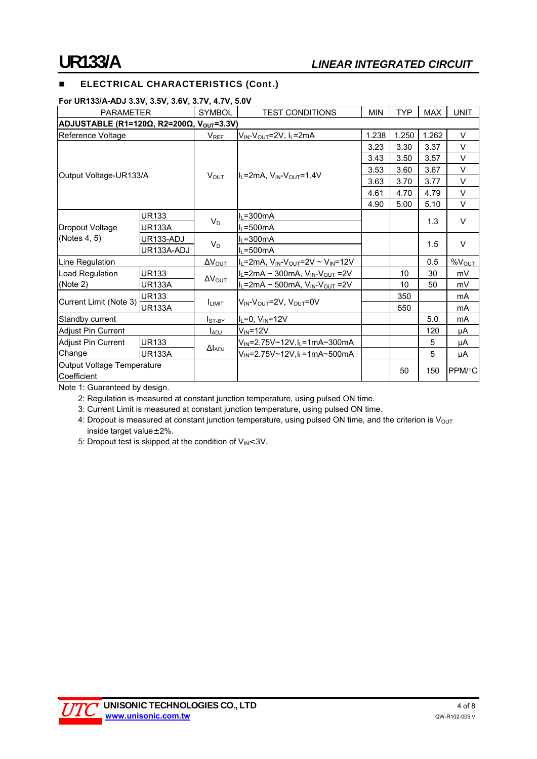## ELECTRICAL CHARACTERISTICS (Cont.)

**For UR133/A-ADJ 3.3V, 3.5V, 3.6V, 3.7V, 4.7V, 5.0V**

| PARAMETER | | SYMBOL | TEST CONDITIONS | MIN | TYP | MAX | UNIT |
|---|---|---|---|---|---|---|---|
| **ADJUSTABLE (R1=120Ω, R2=200Ω, $V_{OUT}$=3.3V)** | | | | | | | |
| Reference Voltage | | $V_{REF}$ | $V_{IN}$-$V_{OUT}$=2V, $I_L$=2mA | 1.238 | 1.250 | 1.262 | V |
| Output Voltage-UR133/A | | $V_{OUT}$ | $I_L$=2mA, $V_{IN}$-$V_{OUT}$=1.4V | 3.23 | 3.30 | 3.37 | V |
| | | | | 3.43 | 3.50 | 3.57 | V |
| | | | | 3.53 | 3.60 | 3.67 | V |
| | | | | 3.63 | 3.70 | 3.77 | V |
| | | | | 4.61 | 4.70 | 4.79 | V |
| | | | | 4.90 | 5.00 | 5.10 | V |
| Dropout Voltage (Notes 4, 5) | UR133 | $V_D$ | $I_L$=300mA | | | 1.3 | V |
| | UR133A | | $I_L$=500mA | | | | |
| | UR133-ADJ | $V_D$ | $I_L$=300mA | | | 1.5 | V |
| | UR133A-ADJ | | $I_L$=500mA | | | | |
| Line Regulation | | $\Delta V_{OUT}$ | $I_L$=2mA, $V_{IN}$-$V_{OUT}$=2V ~ $V_{IN}$=12V | | | 0.5 | $\%V_{OUT}$ |
| Load Regulation (Note 2) | UR133 | $\Delta V_{OUT}$ | $I_L$=2mA ~ 300mA, $V_{IN}$-$V_{OUT}$ =2V | | 10 | 30 | mV |
| | UR133A | | $I_L$=2mA ~ 500mA, $V_{IN}$-$V_{OUT}$ =2V | | 10 | 50 | mV |
| Current Limit (Note 3) | UR133 | $I_{LIMIT}$ | $V_{IN}$-$V_{OUT}$=2V, $V_{OUT}$=0V | | 350 | | mA |
| | UR133A | | | | 550 | | mA |
| Standby current | | $I_{ST-BY}$ | $I_L$=0, $V_{IN}$=12V | | | 5.0 | mA |
| Adjust Pin Current | | $I_{ADJ}$ | $V_{IN}$=12V | | | 120 | μA |
| Adjust Pin Current Change | UR133 | $\Delta I_{ADJ}$ | $V_{IN}$=2.75V~12V, $I_L$=1mA~300mA | | | 5 | μA |
| | UR133A | | $V_{IN}$=2.75V~12V, $I_L$=1mA~500mA | | | 5 | μA |
| Output Voltage Temperature Coefficient | | | | | 50 | 150 | PPM/°C |

Note 1: Guaranteed by design.

2: Regulation is measured at constant junction temperature, using pulsed ON time.

3: Current Limit is measured at constant junction temperature, using pulsed ON time.

4: Dropout is measured at constant junction temperature, using pulsed ON time, and the criterion is $V_{OUT}$ inside target value±2%.

5: Dropout test is skipped at the condition of $V_{IN}$<3V.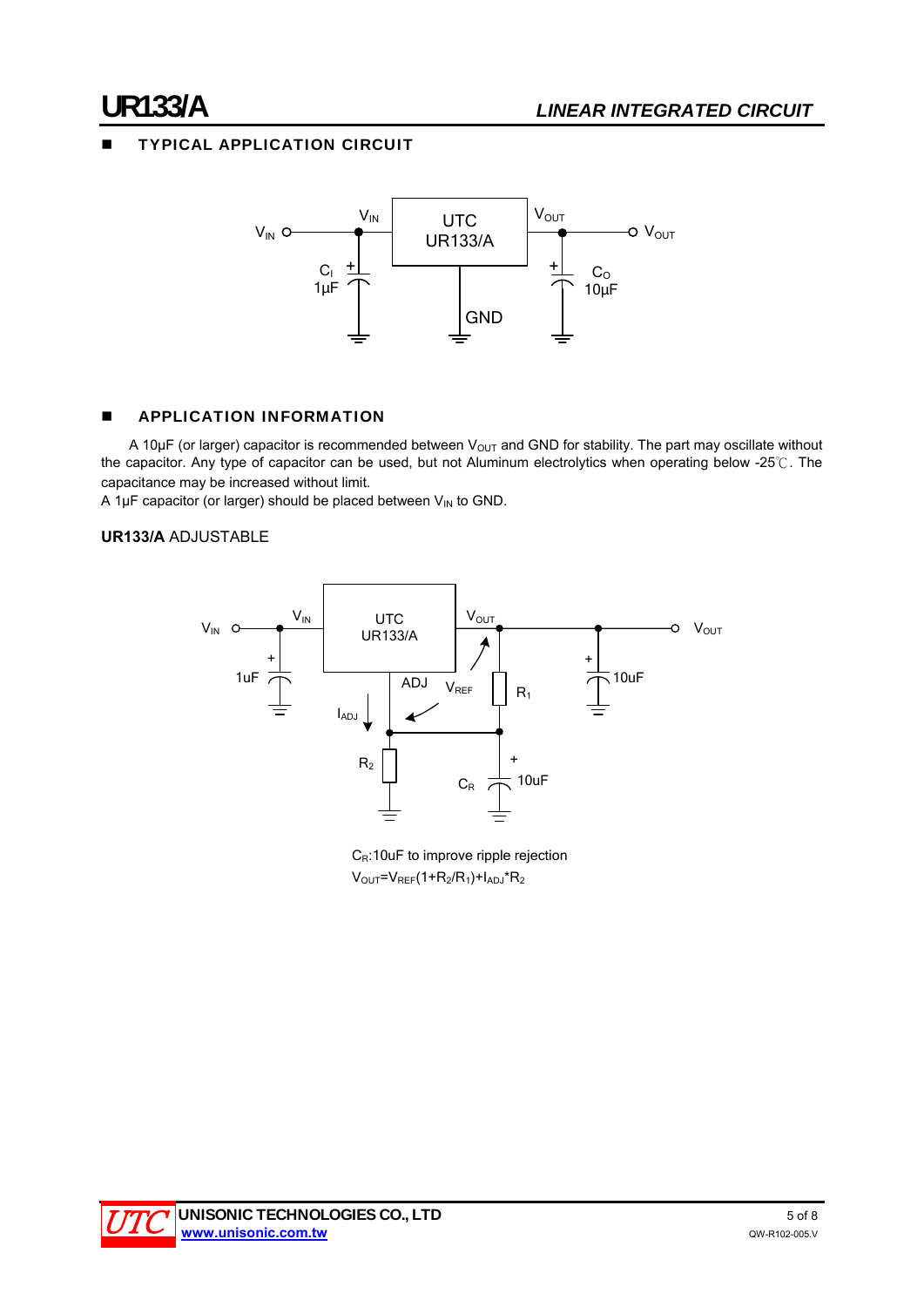## TYPICAL APPLICATION CIRCUIT

$V_{IN}$
$V_{IN}$
UTC
UR133/A
$V_{OUT}$
$V_{OUT}$
$C_I$
1µF
$C_O$
10µF
GND

## APPLICATION INFORMATION

A 10µF (or larger) capacitor is recommended between $V_{OUT}$ and GND for stability. The part may oscillate without the capacitor. Any type of capacitor can be used, but not Aluminum electrolytics when operating below -25℃. The capacitance may be increased without limit.

A 1µF capacitor (or larger) should be placed between $V_{IN}$ to GND.

**UR133/A** ADJUSTABLE

$V_{IN}$
$V_{IN}$
UTC
UR133/A
$V_{OUT}$
$V_{OUT}$
1uF
10uF
ADJ
$V_{REF}$
$R_1$
$I_{ADJ}$
$R_2$
$C_R$
10uF

$C_R$:10uF to improve ripple rejection

$V_{OUT}=V_{REF}(1+R_2/R_1)+I_{ADJ}*R_2$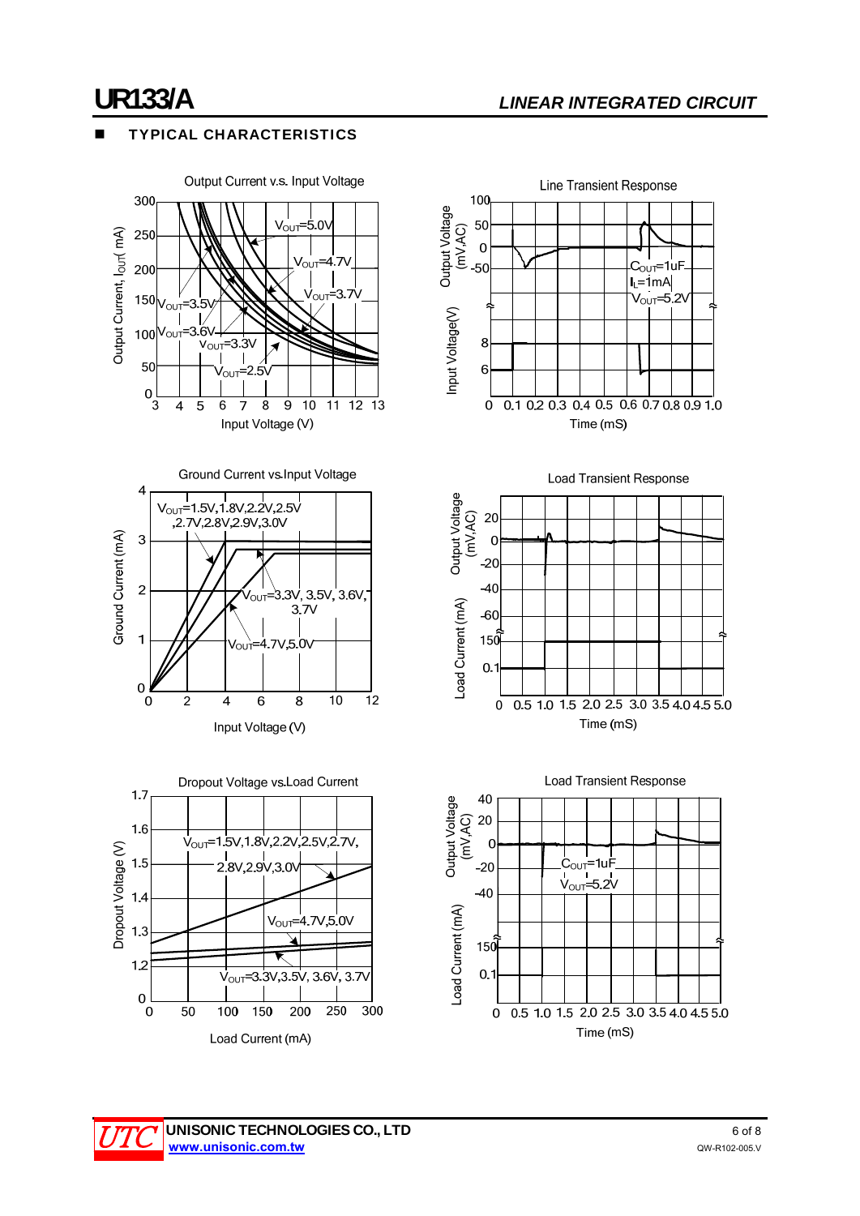## ■ TYPICAL CHARACTERISTICS

Output Current v.s. Input Voltage

Output Current, $I_{OUT}$( mA)

300
250
200
150
100
50
0

3 4 5 6 7 8 9 10 11 12 13

Input Voltage (V)

$V_{OUT}$=5.0V
$V_{OUT}$=4.7V
$V_{OUT}$=3.7V
$V_{OUT}$=3.5V
$V_{OUT}$=3.6V
$V_{OUT}$=3.3V
$V_{OUT}$=2.5V

Line Transient Response

Output Voltage (mV,AC)

100
50
0
-50

Input Voltage(V)

8
6

0 0.1 0.2 0.3 0.4 0.5 0.6 0.7 0.8 0.9 1.0

Time (mS)

$C_{OUT}$=1uF
$I_L$=1mA
$V_{OUT}$=5.2V

Ground Current vs.Input Voltage

Ground Current (mA)

4
3
2
1
0

0 2 4 6 8 10 12

Input Voltage (V)

$V_{OUT}$=1.5V,1.8V,2.2V,2.5V ,2.7V,2.8V,2.9V,3.0V
$V_{OUT}$=3.3V, 3.5V, 3.6V, 3.7V
$V_{OUT}$=4.7V,5.0V

Load Transient Response

Output Voltage (mV,AC)

20
0
-20
-40
-60

Load Current (mA)

150
0.1

0 0.5 1.0 1.5 2.0 2.5 3.0 3.5 4.0 4.5 5.0

Time (mS)

Dropout Voltage vs.Load Current

Dropout Voltage (V)

1.7
1.6
1.5
1.4
1.3
1.2
0

0 50 100 150 200 250 300

Load Current (mA)

$V_{OUT}$=1.5V,1.8V,2.2V,2.5V,2.7V, 2.8V,2.9V,3.0V
$V_{OUT}$=4.7V,5.0V
$V_{OUT}$=3.3V,3.5V, 3.6V, 3.7V

Load Transient Response

Output Voltage (mV,AC)

40
20
0
-20
-40

Load Current (mA)

150
0.1

0 0.5 1.0 1.5 2.0 2.5 3.0 3.5 4.0 4.5 5.0

Time (mS)

$C_{OUT}$=1uF
$V_{OUT}$=5.2V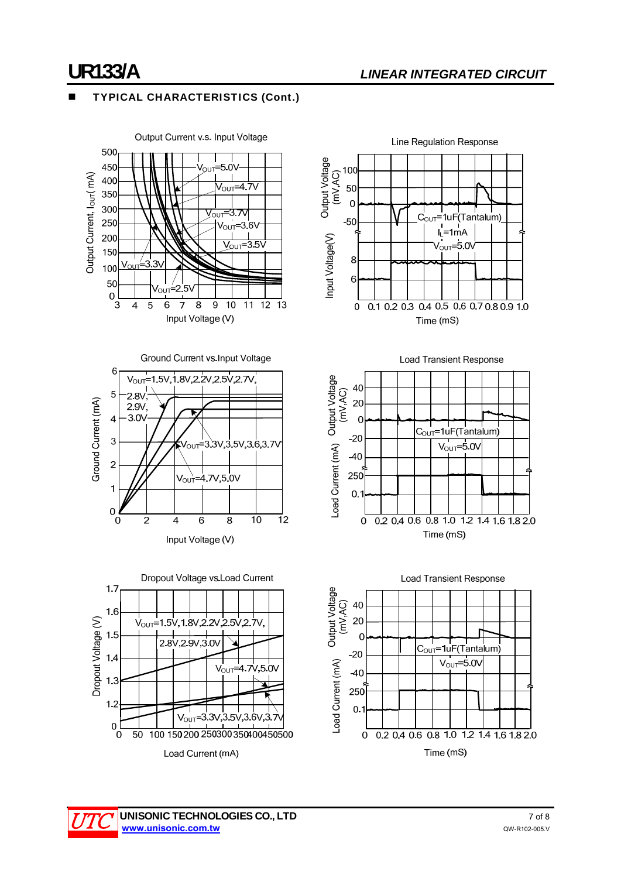## ■ TYPICAL CHARACTERISTICS (Cont.)

Output Current v.s. Input Voltage

Output Current, $I_{OUT}$( mA)

500
450
400
350
300
250
200
150
100
50
0

3 4 5 6 7 8 9 10 11 12 13

Input Voltage (V)

$V_{OUT}$=5.0V
$V_{OUT}$=4.7V
$V_{OUT}$=3.7V
$V_{OUT}$=3.6V
$V_{OUT}$=3.5V
$V_{OUT}$=3.3V
$V_{OUT}$=2.5V

Line Regulation Response

Output Voltage (mV,AC)

100
50
0
-50

Input Voltage(V)

8
6

0 0.1 0.2 0.3 0.4 0.5 0.6 0.7 0.8 0.9 1.0

Time (mS)

$C_{OUT}$=1uF(Tantalum)
$I_L$=1mA
$V_{OUT}$=5.0V

Ground Current vs.Input Voltage

Ground Current (mA)

6
5
4
3
2
1
0

0 2 4 6 8 10 12

Input Voltage (V)

$V_{OUT}$=1.5V,1.8V,2.2V,2.5V,2.7V,
2.8V,
2.9V,
3.0V
$V_{OUT}$=3.3V,3.5V,3.6,3.7V
$V_{OUT}$=4.7V,5.0V

Load Transient Response

Output Voltage (mV,AC)

40
20
0
-20
-40

Load Current (mA)

250
0.1

0 0.2 0.4 0.6 0.8 1.0 1.2 1.4 1.6 1.8 2.0

Time (mS)

$C_{OUT}$=1uF(Tantalum)
$V_{OUT}$=5.0V

Dropout Voltage vs.Load Current

Dropout Voltage (V)

1.7
1.6
1.5
1.4
1.3
1.2
0

0 50 100 150 200 250 300 350 400 450 500

Load Current (mA)

$V_{OUT}$=1.5V,1.8V,2.2V,2.5V,2.7V,
2.8V,2.9V,3.0V
$V_{OUT}$=4.7V,5.0V
$V_{OUT}$=3.3V,3.5V,3.6V,3.7V

Load Transient Response

Output Voltage (mV,AC)

40
20
0
-20
-40

Load Current (mA)

250
0.1

0 0.2 0.4 0.6 0.8 1.0 1.2 1.4 1.6 1.8 2.0

Time (mS)

$C_{OUT}$=1uF(Tantalum)
$V_{OUT}$=5.0V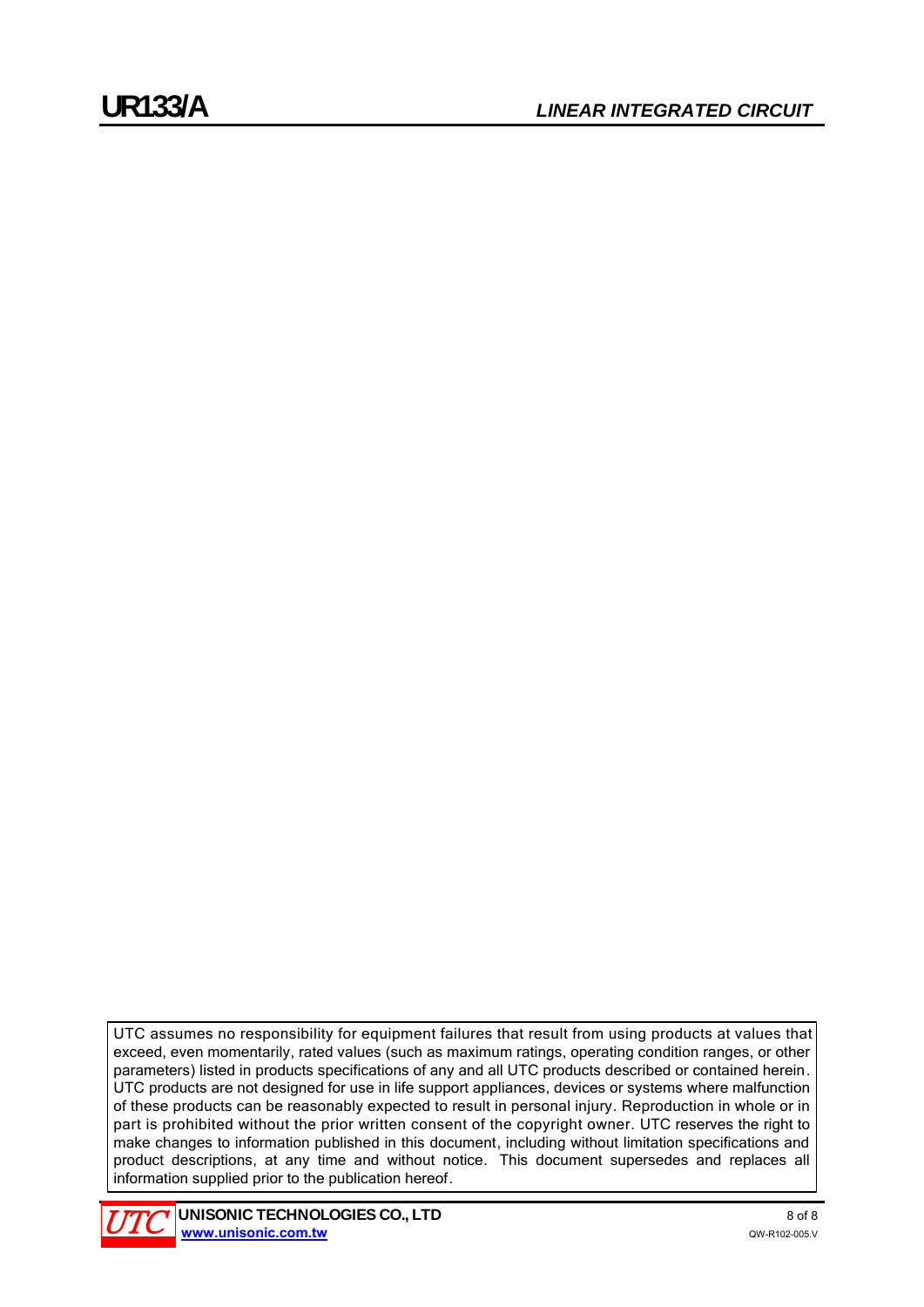UTC assumes no responsibility for equipment failures that result from using products at values that exceed, even momentarily, rated values (such as maximum ratings, operating condition ranges, or other parameters) listed in products specifications of any and all UTC products described or contained herein. UTC products are not designed for use in life support appliances, devices or systems where malfunction of these products can be reasonably expected to result in personal injury. Reproduction in whole or in part is prohibited without the prior written consent of the copyright owner. UTC reserves the right to make changes to information published in this document, including without limitation specifications and product descriptions, at any time and without notice. This document supersedes and replaces all information supplied prior to the publication hereof.